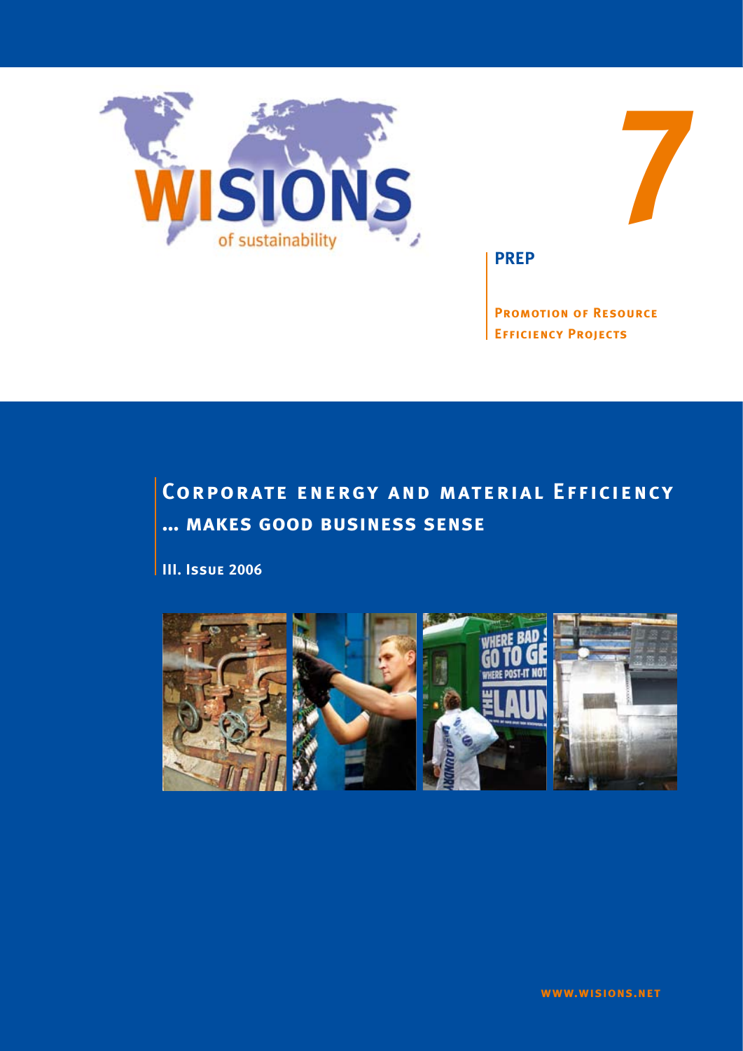WISIONS

of sustainability

7

**PREP**

**Promotion of Resource Efficiency Projects**

# Corporate energy and material Efficiency ... makes good business sense

**III. Issue 2006**

www.wisions.net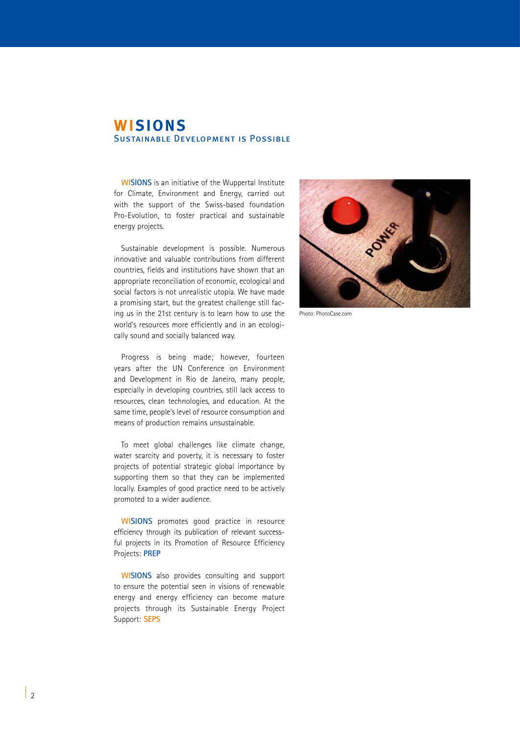# WISIONS

## Sustainable Development is Possible

WISIONS is an initiative of the Wuppertal Institute for Climate, Environment and Energy, carried out with the support of the Swiss-based foundation Pro-Evolution, to foster practical and sustainable energy projects.

Sustainable development is possible. Numerous innovative and valuable contributions from different countries, fields and institutions have shown that an appropriate reconciliation of economic, ecological and social factors is not unrealistic utopia. We have made a promising start, but the greatest challenge still facing us in the 21st century is to learn how to use the world's resources more efficiently and in an ecologically sound and socially balanced way.

Progress is being made; however, fourteen years after the UN Conference on Environment and Development in Rio de Janeiro, many people, especially in developing countries, still lack access to resources, clean technologies, and education. At the same time, people's level of resource consumption and means of production remains unsustainable.

To meet global challenges like climate change, water scarcity and poverty, it is necessary to foster projects of potential strategic global importance by supporting them so that they can be implemented locally. Examples of good practice need to be actively promoted to a wider audience.

WISIONS promotes good practice in resource efficiency through its publication of relevant successful projects in its Promotion of Resource Efficiency Projects: **PREP**

WISIONS also provides consulting and support to ensure the potential seen in visions of renewable energy and energy efficiency can become mature projects through its Sustainable Energy Project Support: **SEPS**

Photo: PhotoCase.com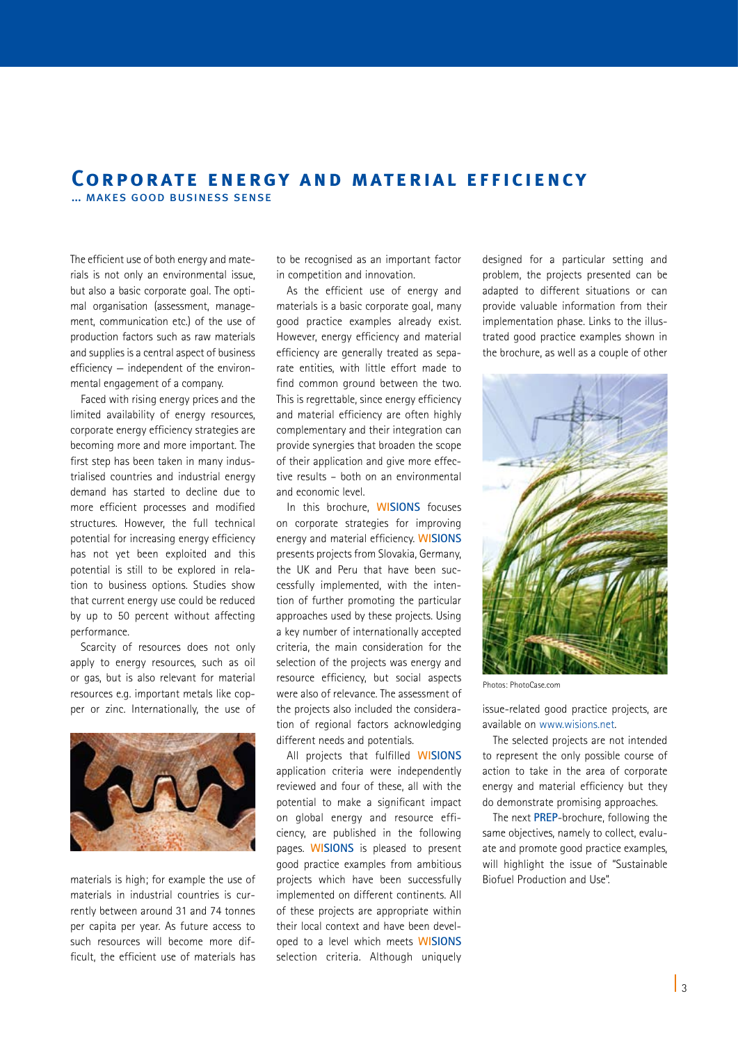# Corporate energy and material efficiency

## ... makes good business sense

The efficient use of both energy and materials is not only an environmental issue, but also a basic corporate goal. The optimal organisation (assessment, management, communication etc.) of the use of production factors such as raw materials and supplies is a central aspect of business efficiency – independent of the environmental engagement of a company.

Faced with rising energy prices and the limited availability of energy resources, corporate energy efficiency strategies are becoming more and more important. The first step has been taken in many industrialised countries and industrial energy demand has started to decline due to more efficient processes and modified structures. However, the full technical potential for increasing energy efficiency has not yet been exploited and this potential is still to be explored in relation to business options. Studies show that current energy use could be reduced by up to 50 percent without affecting performance.

Scarcity of resources does not only apply to energy resources, such as oil or gas, but is also relevant for material resources e.g. important metals like copper or zinc. Internationally, the use of materials is high; for example the use of materials in industrial countries is currently between around 31 and 74 tonnes per capita per year. As future access to such resources will become more difficult, the efficient use of materials has to be recognised as an important factor in competition and innovation.

As the efficient use of energy and materials is a basic corporate goal, many good practice examples already exist. However, energy efficiency and material efficiency are generally treated as separate entities, with little effort made to find common ground between the two. This is regrettable, since energy efficiency and material efficiency are often highly complementary and their integration can provide synergies that broaden the scope of their application and give more effective results – both on an environmental and economic level.

In this brochure, **WISIONS** focuses on corporate strategies for improving energy and material efficiency. **WISIONS** presents projects from Slovakia, Germany, the UK and Peru that have been successfully implemented, with the intention of further promoting the particular approaches used by these projects. Using a key number of internationally accepted criteria, the main consideration for the selection of the projects was energy and resource efficiency, but social aspects were also of relevance. The assessment of the projects also included the consideration of regional factors acknowledging different needs and potentials.

All projects that fulfilled **WISIONS** application criteria were independently reviewed and four of these, all with the potential to make a significant impact on global energy and resource efficiency, are published in the following pages. **WISIONS** is pleased to present good practice examples from ambitious projects which have been successfully implemented on different continents. All of these projects are appropriate within their local context and have been developed to a level which meets **WISIONS** selection criteria. Although uniquely designed for a particular setting and problem, the projects presented can be adapted to different situations or can provide valuable information from their implementation phase. Links to the illustrated good practice examples shown in the brochure, as well as a couple of other issue-related good practice projects, are available on www.wisions.net.

Photos: PhotoCase.com

The selected projects are not intended to represent the only possible course of action to take in the area of corporate energy and material efficiency but they do demonstrate promising approaches.

The next **PREP**-brochure, following the same objectives, namely to collect, evaluate and promote good practice examples, will highlight the issue of "Sustainable Biofuel Production and Use".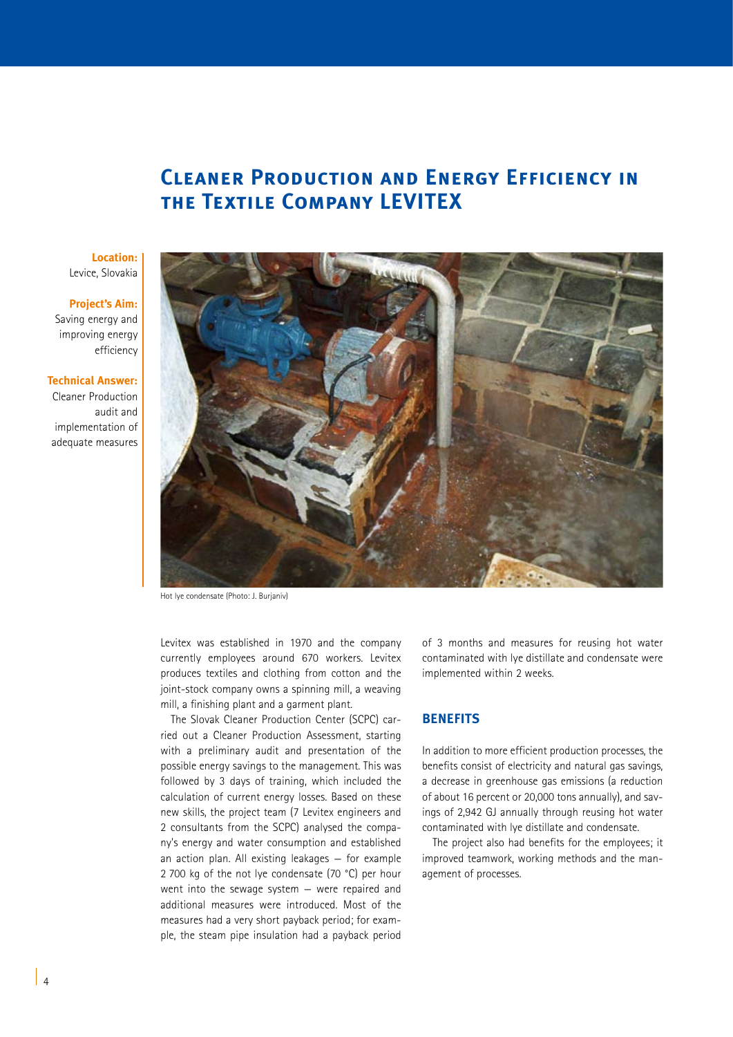# Cleaner Production and Energy Efficiency in the Textile Company LEVITEX

**Location:**
Levice, Slovakia

**Project's Aim:**
Saving energy and improving energy efficiency

**Technical Answer:**
Cleaner Production audit and implementation of adequate measures

Hot lye condensate (Photo: J. Burjaniv)

Levitex was established in 1970 and the company currently employees around 670 workers. Levitex produces textiles and clothing from cotton and the joint-stock company owns a spinning mill, a weaving mill, a finishing plant and a garment plant.

The Slovak Cleaner Production Center (SCPC) carried out a Cleaner Production Assessment, starting with a preliminary audit and presentation of the possible energy savings to the management. This was followed by 3 days of training, which included the calculation of current energy losses. Based on these new skills, the project team (7 Levitex engineers and 2 consultants from the SCPC) analysed the company's energy and water consumption and established an action plan. All existing leakages – for example 2 700 kg of the not lye condensate (70 °C) per hour went into the sewage system – were repaired and additional measures were introduced. Most of the measures had a very short payback period; for example, the steam pipe insulation had a payback period of 3 months and measures for reusing hot water contaminated with lye distillate and condensate were implemented within 2 weeks.

## BENEFITS

In addition to more efficient production processes, the benefits consist of electricity and natural gas savings, a decrease in greenhouse gas emissions (a reduction of about 16 percent or 20,000 tons annually), and savings of 2,942 GJ annually through reusing hot water contaminated with lye distillate and condensate.

The project also had benefits for the employees; it improved teamwork, working methods and the management of processes.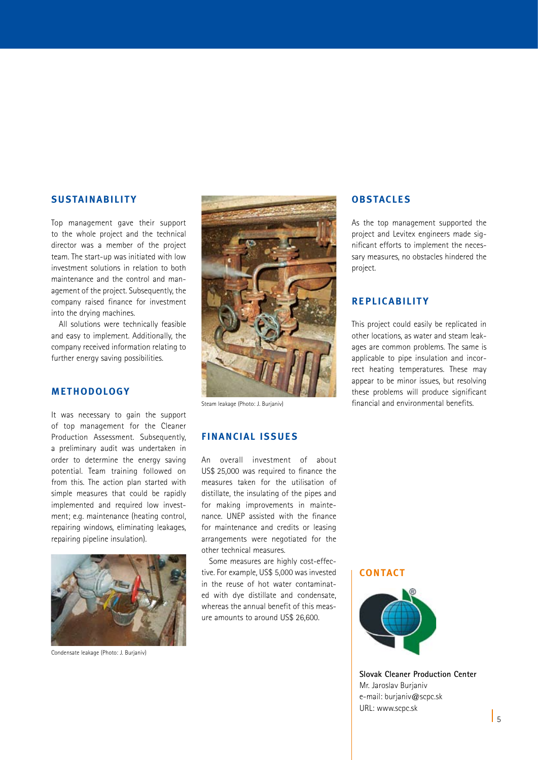## SUSTAINABILITY

Top management gave their support to the whole project and the technical director was a member of the project team. The start-up was initiated with low investment solutions in relation to both maintenance and the control and management of the project. Subsequently, the company raised finance for investment into the drying machines.

All solutions were technically feasible and easy to implement. Additionally, the company received information relating to further energy saving possibilities.

## METHODOLOGY

It was necessary to gain the support of top management for the Cleaner Production Assessment. Subsequently, a preliminary audit was undertaken in order to determine the energy saving potential. Team training followed on from this. The action plan started with simple measures that could be rapidly implemented and required low investment; e.g. maintenance (heating control, repairing windows, eliminating leakages, repairing pipeline insulation).

Condensate leakage (Photo: J. Burjaniv)

Steam leakage (Photo: J. Burjaniv)

## FINANCIAL ISSUES

An overall investment of about US$ 25,000 was required to finance the measures taken for the utilisation of distillate, the insulating of the pipes and for making improvements in maintenance. UNEP assisted with the finance for maintenance and credits or leasing arrangements were negotiated for the other technical measures.

Some measures are highly cost-effective. For example, US$ 5,000 was invested in the reuse of hot water contaminated with dye distillate and condensate, whereas the annual benefit of this measure amounts to around US$ 26,600.

## OBSTACLES

As the top management supported the project and Levitex engineers made significant efforts to implement the necessary measures, no obstacles hindered the project.

## REPLICABILITY

This project could easily be replicated in other locations, as water and steam leakages are common problems. The same is applicable to pipe insulation and incorrect heating temperatures. These may appear to be minor issues, but resolving these problems will produce significant financial and environmental benefits.

## CONTACT

**Slovak Cleaner Production Center**
Mr. Jaroslav Burjaniv
e-mail: burjaniv@scpc.sk
URL: www.scpc.sk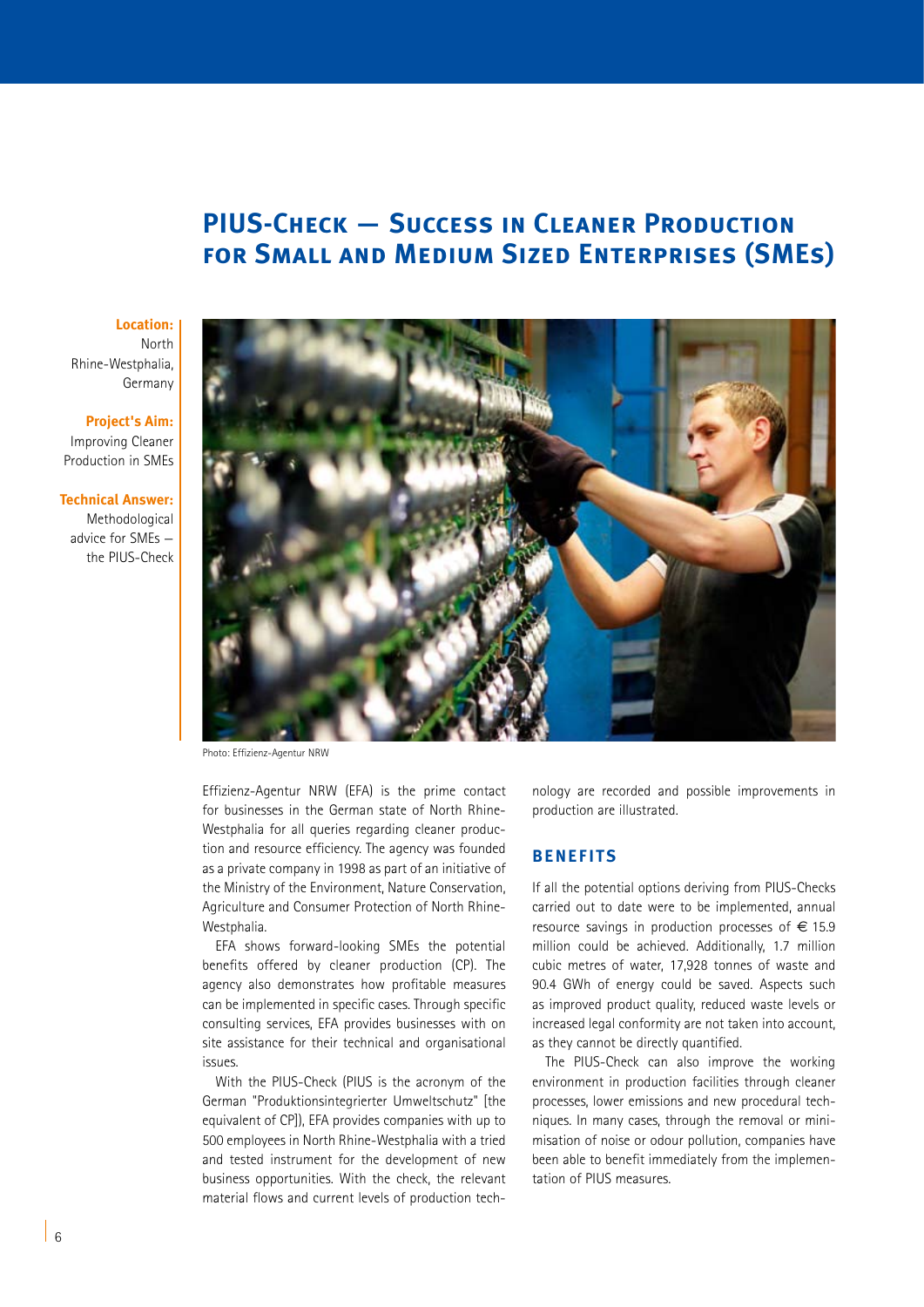# PIUS-Check – Success in Cleaner Production for Small and Medium Sized Enterprises (SMEs)

**Location:**
North Rhine-Westphalia, Germany

**Project's Aim:**
Improving Cleaner Production in SMEs

**Technical Answer:**
Methodological advice for SMEs – the PIUS-Check

Photo: Effizienz-Agentur NRW

Effizienz-Agentur NRW (EFA) is the prime contact for businesses in the German state of North Rhine-Westphalia for all queries regarding cleaner production and resource efficiency. The agency was founded as a private company in 1998 as part of an initiative of the Ministry of the Environment, Nature Conservation, Agriculture and Consumer Protection of North Rhine-Westphalia.

EFA shows forward-looking SMEs the potential benefits offered by cleaner production (CP). The agency also demonstrates how profitable measures can be implemented in specific cases. Through specific consulting services, EFA provides businesses with on site assistance for their technical and organisational issues.

With the PIUS-Check (PIUS is the acronym of the German "Produktionsintegrierter Umweltschutz" [the equivalent of CP]), EFA provides companies with up to 500 employees in North Rhine-Westphalia with a tried and tested instrument for the development of new business opportunities. With the check, the relevant material flows and current levels of production technology are recorded and possible improvements in production are illustrated.

## Benefits

If all the potential options deriving from PIUS-Checks carried out to date were to be implemented, annual resource savings in production processes of € 15.9 million could be achieved. Additionally, 1.7 million cubic metres of water, 17,928 tonnes of waste and 90.4 GWh of energy could be saved. Aspects such as improved product quality, reduced waste levels or increased legal conformity are not taken into account, as they cannot be directly quantified.

The PIUS-Check can also improve the working environment in production facilities through cleaner processes, lower emissions and new procedural techniques. In many cases, through the removal or minimisation of noise or odour pollution, companies have been able to benefit immediately from the implementation of PIUS measures.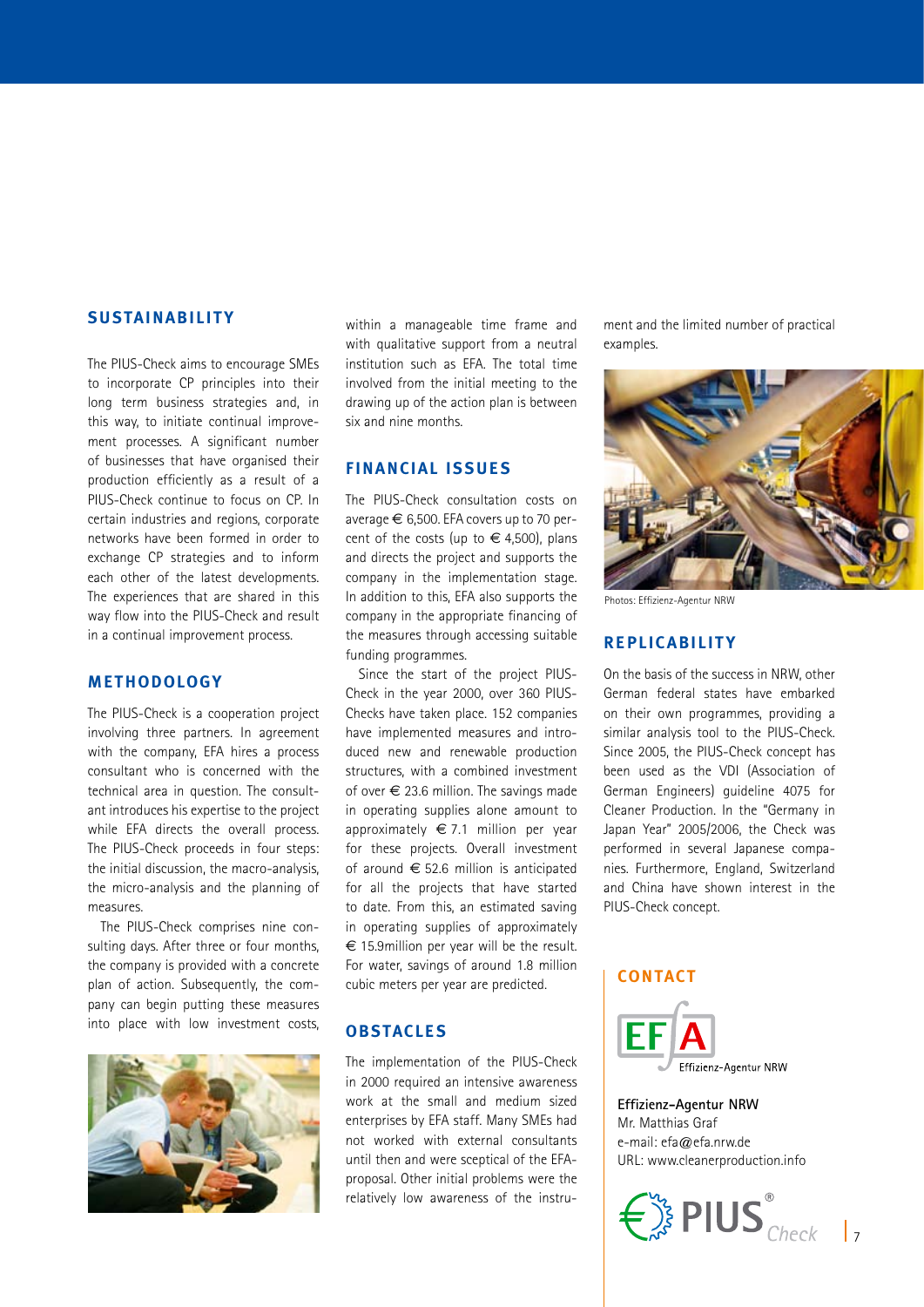## SUSTAINABILITY

The PIUS-Check aims to encourage SMEs to incorporate CP principles into their long term business strategies and, in this way, to initiate continual improvement processes. A significant number of businesses that have organised their production efficiently as a result of a PIUS-Check continue to focus on CP. In certain industries and regions, corporate networks have been formed in order to exchange CP strategies and to inform each other of the latest developments. The experiences that are shared in this way flow into the PIUS-Check and result in a continual improvement process.

## METHODOLOGY

The PIUS-Check is a cooperation project involving three partners. In agreement with the company, EFA hires a process consultant who is concerned with the technical area in question. The consultant introduces his expertise to the project while EFA directs the overall process. The PIUS-Check proceeds in four steps: the initial discussion, the macro-analysis, the micro-analysis and the planning of measures.

The PIUS-Check comprises nine consulting days. After three or four months, the company is provided with a concrete plan of action. Subsequently, the company can begin putting these measures into place with low investment costs, within a manageable time frame and with qualitative support from a neutral institution such as EFA. The total time involved from the initial meeting to the drawing up of the action plan is between six and nine months.

## FINANCIAL ISSUES

The PIUS-Check consultation costs on average € 6,500. EFA covers up to 70 percent of the costs (up to € 4,500), plans and directs the project and supports the company in the implementation stage. In addition to this, EFA also supports the company in the appropriate financing of the measures through accessing suitable funding programmes.

Since the start of the project PIUS-Check in the year 2000, over 360 PIUS-Checks have taken place. 152 companies have implemented measures and introduced new and renewable production structures, with a combined investment of over € 23.6 million. The savings made in operating supplies alone amount to approximately € 7.1 million per year for these projects. Overall investment of around € 52.6 million is anticipated for all the projects that have started to date. From this, an estimated saving in operating supplies of approximately € 15.9million per year will be the result. For water, savings of around 1.8 million cubic meters per year are predicted.

## OBSTACLES

The implementation of the PIUS-Check in 2000 required an intensive awareness work at the small and medium sized enterprises by EFA staff. Many SMEs had not worked with external consultants until then and were sceptical of the EFA-proposal. Other initial problems were the relatively low awareness of the instrument and the limited number of practical examples.

Photos: Effizienz-Agentur NRW

## REPLICABILITY

On the basis of the success in NRW, other German federal states have embarked on their own programmes, providing a similar analysis tool to the PIUS-Check. Since 2005, the PIUS-Check concept has been used as the VDI (Association of German Engineers) guideline 4075 for Cleaner Production. In the "Germany in Japan Year" 2005/2006, the Check was performed in several Japanese companies. Furthermore, England, Switzerland and China have shown interest in the PIUS-Check concept.

## CONTACT

EFA Effizienz-Agentur NRW

**Effizienz-Agentur NRW**
Mr. Matthias Graf
e-mail: efa@efa.nrw.de
URL: www.cleanerproduction.info

PIUS® Check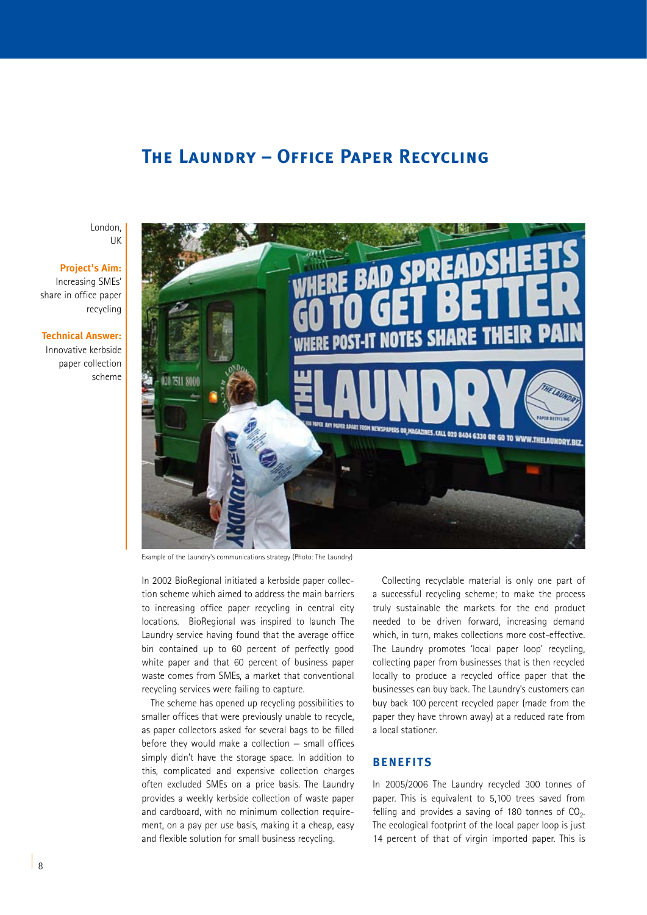# The Laundry – Office Paper Recycling

London, UK

**Project's Aim:** Increasing SMEs' share in office paper recycling

**Technical Answer:** Innovative kerbside paper collection scheme

Example of the Laundry's communications strategy (Photo: The Laundry)

In 2002 BioRegional initiated a kerbside paper collection scheme which aimed to address the main barriers to increasing office paper recycling in central city locations. BioRegional was inspired to launch The Laundry service having found that the average office bin contained up to 60 percent of perfectly good white paper and that 60 percent of business paper waste comes from SMEs, a market that conventional recycling services were failing to capture.

The scheme has opened up recycling possibilities to smaller offices that were previously unable to recycle, as paper collectors asked for several bags to be filled before they would make a collection – small offices simply didn't have the storage space. In addition to this, complicated and expensive collection charges often excluded SMEs on a price basis. The Laundry provides a weekly kerbside collection of waste paper and cardboard, with no minimum collection requirement, on a pay per use basis, making it a cheap, easy and flexible solution for small business recycling.

Collecting recyclable material is only one part of a successful recycling scheme; to make the process truly sustainable the markets for the end product needed to be driven forward, increasing demand which, in turn, makes collections more cost-effective. The Laundry promotes 'local paper loop' recycling, collecting paper from businesses that is then recycled locally to produce a recycled office paper that the businesses can buy back. The Laundry's customers can buy back 100 percent recycled paper (made from the paper they have thrown away) at a reduced rate from a local stationer.

## Benefits

In 2005/2006 The Laundry recycled 300 tonnes of paper. This is equivalent to 5,100 trees saved from felling and provides a saving of 180 tonnes of $CO_2$. The ecological footprint of the local paper loop is just 14 percent of that of virgin imported paper. This is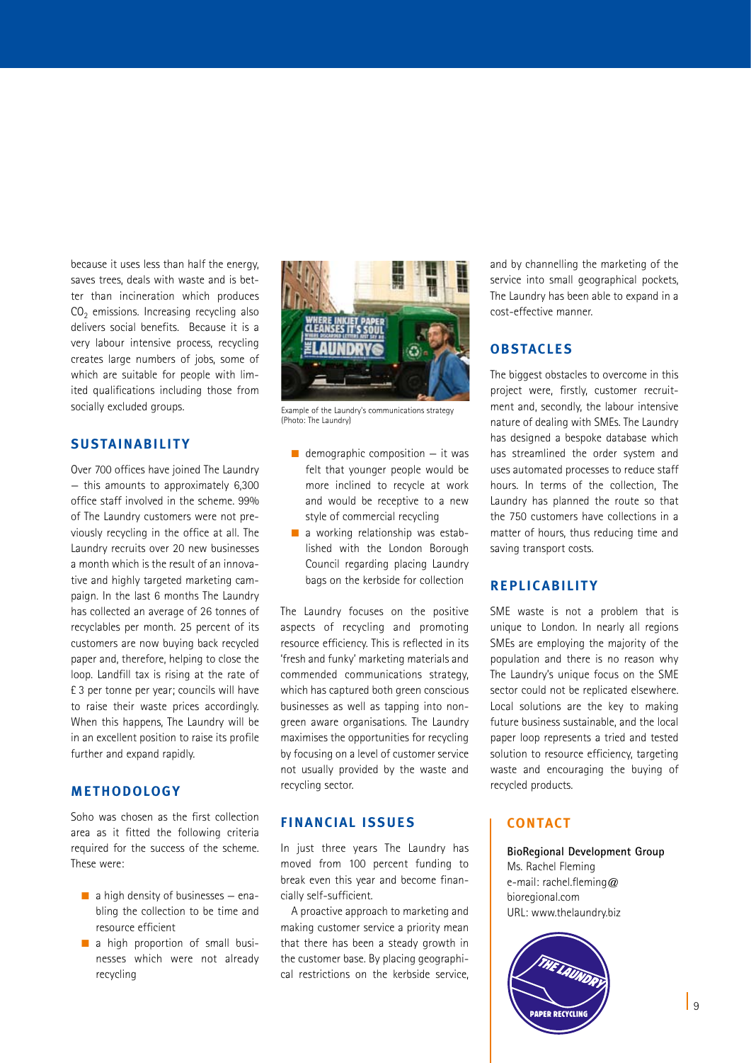because it uses less than half the energy, saves trees, deals with waste and is better than incineration which produces $CO_2$ emissions. Increasing recycling also delivers social benefits. Because it is a very labour intensive process, recycling creates large numbers of jobs, some of which are suitable for people with limited qualifications including those from socially excluded groups.

## SUSTAINABILITY

Over 700 offices have joined The Laundry – this amounts to approximately 6,300 office staff involved in the scheme. 99% of The Laundry customers were not previously recycling in the office at all. The Laundry recruits over 20 new businesses a month which is the result of an innovative and highly targeted marketing campaign. In the last 6 months The Laundry has collected an average of 26 tonnes of recyclables per month. 25 percent of its customers are now buying back recycled paper and, therefore, helping to close the loop. Landfill tax is rising at the rate of £ 3 per tonne per year; councils will have to raise their waste prices accordingly. When this happens, The Laundry will be in an excellent position to raise its profile further and expand rapidly.

## METHODOLOGY

Soho was chosen as the first collection area as it fitted the following criteria required for the success of the scheme. These were:

- a high density of businesses – enabling the collection to be time and resource efficient
- a high proportion of small businesses which were not already recycling

Example of the Laundry's communications strategy (Photo: The Laundry)

- demographic composition – it was felt that younger people would be more inclined to recycle at work and would be receptive to a new style of commercial recycling
- a working relationship was established with the London Borough Council regarding placing Laundry bags on the kerbside for collection

The Laundry focuses on the positive aspects of recycling and promoting resource efficiency. This is reflected in its 'fresh and funky' marketing materials and commended communications strategy, which has captured both green conscious businesses as well as tapping into non-green aware organisations. The Laundry maximises the opportunities for recycling by focusing on a level of customer service not usually provided by the waste and recycling sector.

## FINANCIAL ISSUES

In just three years The Laundry has moved from 100 percent funding to break even this year and become financially self-sufficient.

A proactive approach to marketing and making customer service a priority mean that there has been a steady growth in the customer base. By placing geographical restrictions on the kerbside service, and by channelling the marketing of the service into small geographical pockets, The Laundry has been able to expand in a cost-effective manner.

## OBSTACLES

The biggest obstacles to overcome in this project were, firstly, customer recruitment and, secondly, the labour intensive nature of dealing with SMEs. The Laundry has designed a bespoke database which has streamlined the order system and uses automated processes to reduce staff hours. In terms of the collection, The Laundry has planned the route so that the 750 customers have collections in a matter of hours, thus reducing time and saving transport costs.

## REPLICABILITY

SME waste is not a problem that is unique to London. In nearly all regions SMEs are employing the majority of the population and there is no reason why The Laundry's unique focus on the SME sector could not be replicated elsewhere. Local solutions are the key to making future business sustainable, and the local paper loop represents a tried and tested solution to resource efficiency, targeting waste and encouraging the buying of recycled products.

## CONTACT

**BioRegional Development Group**
Ms. Rachel Fleming
e-mail: rachel.fleming@bioregional.com
URL: www.thelaundry.biz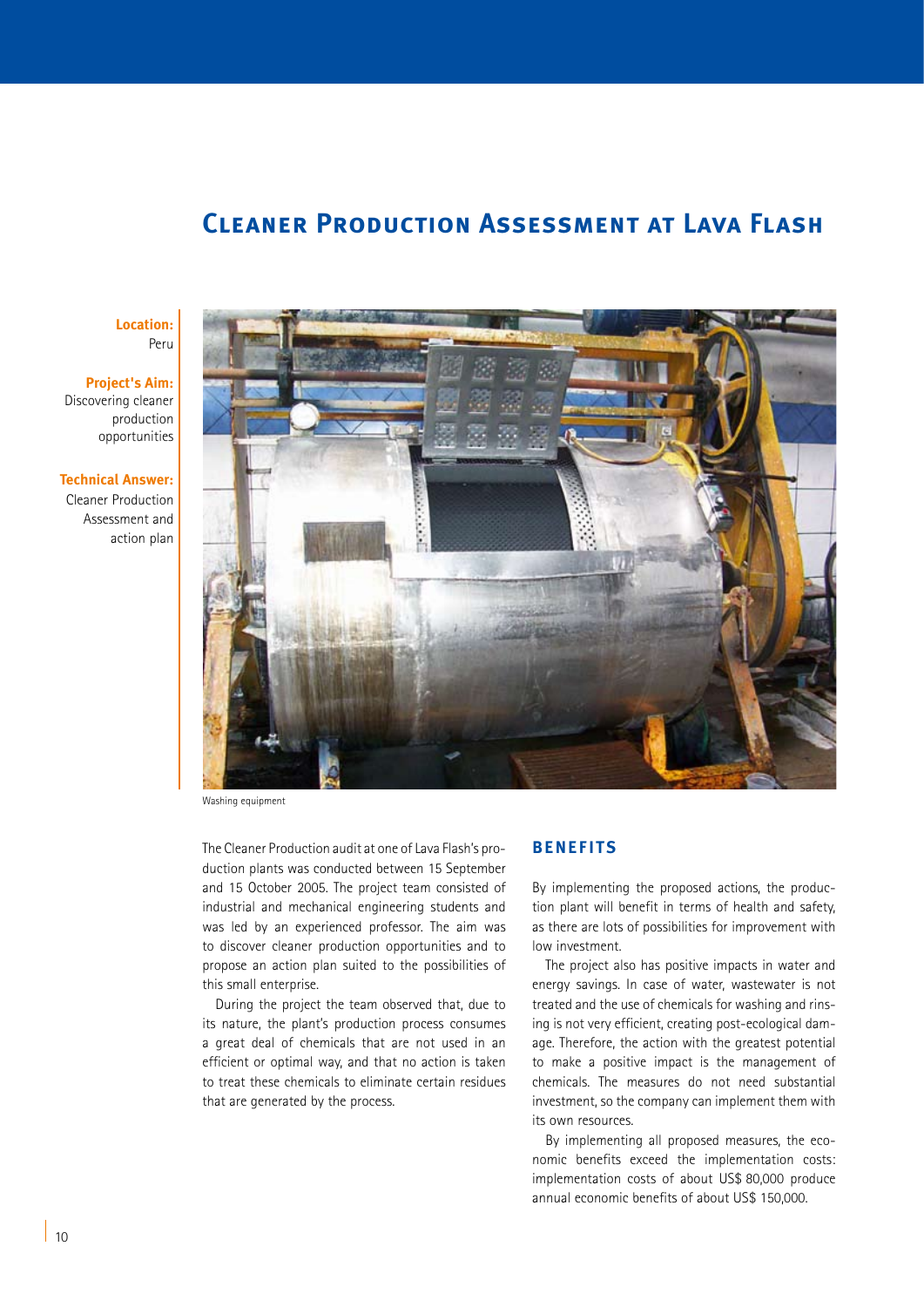# Cleaner Production Assessment at Lava Flash

**Location:**
Peru

**Project's Aim:**
Discovering cleaner production opportunities

**Technical Answer:**
Cleaner Production Assessment and action plan

Washing equipment

The Cleaner Production audit at one of Lava Flash's production plants was conducted between 15 September and 15 October 2005. The project team consisted of industrial and mechanical engineering students and was led by an experienced professor. The aim was to discover cleaner production opportunities and to propose an action plan suited to the possibilities of this small enterprise.

During the project the team observed that, due to its nature, the plant's production process consumes a great deal of chemicals that are not used in an efficient or optimal way, and that no action is taken to treat these chemicals to eliminate certain residues that are generated by the process.

## Benefits

By implementing the proposed actions, the production plant will benefit in terms of health and safety, as there are lots of possibilities for improvement with low investment.

The project also has positive impacts in water and energy savings. In case of water, wastewater is not treated and the use of chemicals for washing and rinsing is not very efficient, creating post-ecological damage. Therefore, the action with the greatest potential to make a positive impact is the management of chemicals. The measures do not need substantial investment, so the company can implement them with its own resources.

By implementing all proposed measures, the economic benefits exceed the implementation costs: implementation costs of about US$ 80,000 produce annual economic benefits of about US$ 150,000.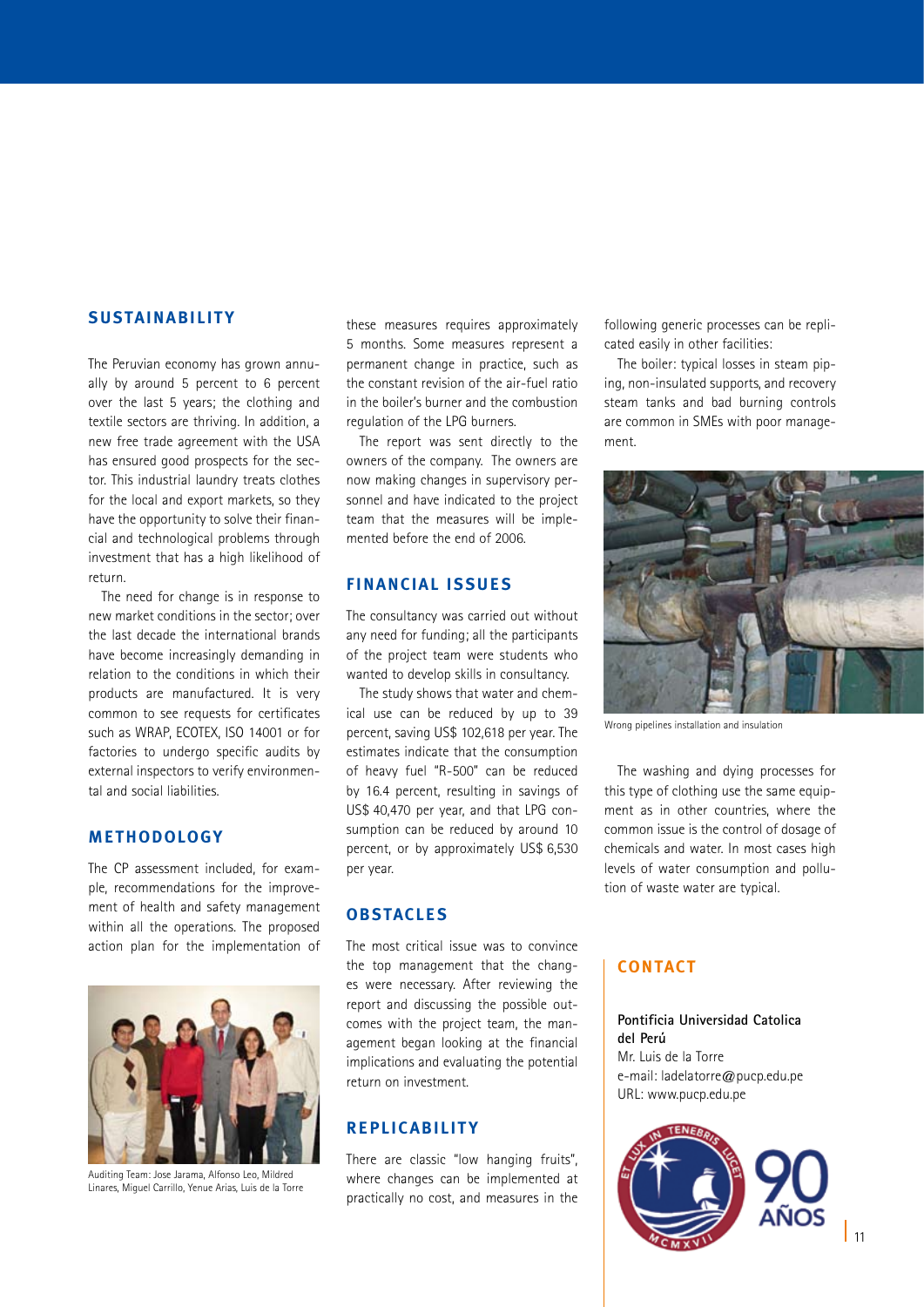## SUSTAINABILITY

The Peruvian economy has grown annually by around 5 percent to 6 percent over the last 5 years; the clothing and textile sectors are thriving. In addition, a new free trade agreement with the USA has ensured good prospects for the sector. This industrial laundry treats clothes for the local and export markets, so they have the opportunity to solve their financial and technological problems through investment that has a high likelihood of return.

The need for change is in response to new market conditions in the sector; over the last decade the international brands have become increasingly demanding in relation to the conditions in which their products are manufactured. It is very common to see requests for certificates such as WRAP, ECOTEX, ISO 14001 or for factories to undergo specific audits by external inspectors to verify environmental and social liabilities.

## METHODOLOGY

The CP assessment included, for example, recommendations for the improvement of health and safety management within all the operations. The proposed action plan for the implementation of these measures requires approximately 5 months. Some measures represent a permanent change in practice, such as the constant revision of the air-fuel ratio in the boiler's burner and the combustion regulation of the LPG burners.

The report was sent directly to the owners of the company. The owners are now making changes in supervisory personnel and have indicated to the project team that the measures will be implemented before the end of 2006.

Auditing Team: Jose Jarama, Alfonso Leo, Mildred Linares, Miguel Carrillo, Yenue Arias, Luis de la Torre

## FINANCIAL ISSUES

The consultancy was carried out without any need for funding; all the participants of the project team were students who wanted to develop skills in consultancy.

The study shows that water and chemical use can be reduced by up to 39 percent, saving US$ 102,618 per year. The estimates indicate that the consumption of heavy fuel "R-500" can be reduced by 16.4 percent, resulting in savings of US$ 40,470 per year, and that LPG consumption can be reduced by around 10 percent, or by approximately US$ 6,530 per year.

## OBSTACLES

The most critical issue was to convince the top management that the changes were necessary. After reviewing the report and discussing the possible outcomes with the project team, the management began looking at the financial implications and evaluating the potential return on investment.

## REPLICABILITY

There are classic "low hanging fruits", where changes can be implemented at practically no cost, and measures in the following generic processes can be replicated easily in other facilities:

The boiler: typical losses in steam piping, non-insulated supports, and recovery steam tanks and bad burning controls are common in SMEs with poor management.

Wrong pipelines installation and insulation

The washing and dying processes for this type of clothing use the same equipment as in other countries, where the common issue is the control of dosage of chemicals and water. In most cases high levels of water consumption and pollution of waste water are typical.

## CONTACT

**Pontificia Universidad Catolica del Perú**
Mr. Luis de la Torre
e-mail: ladelatorre@pucp.edu.pe
URL: www.pucp.edu.pe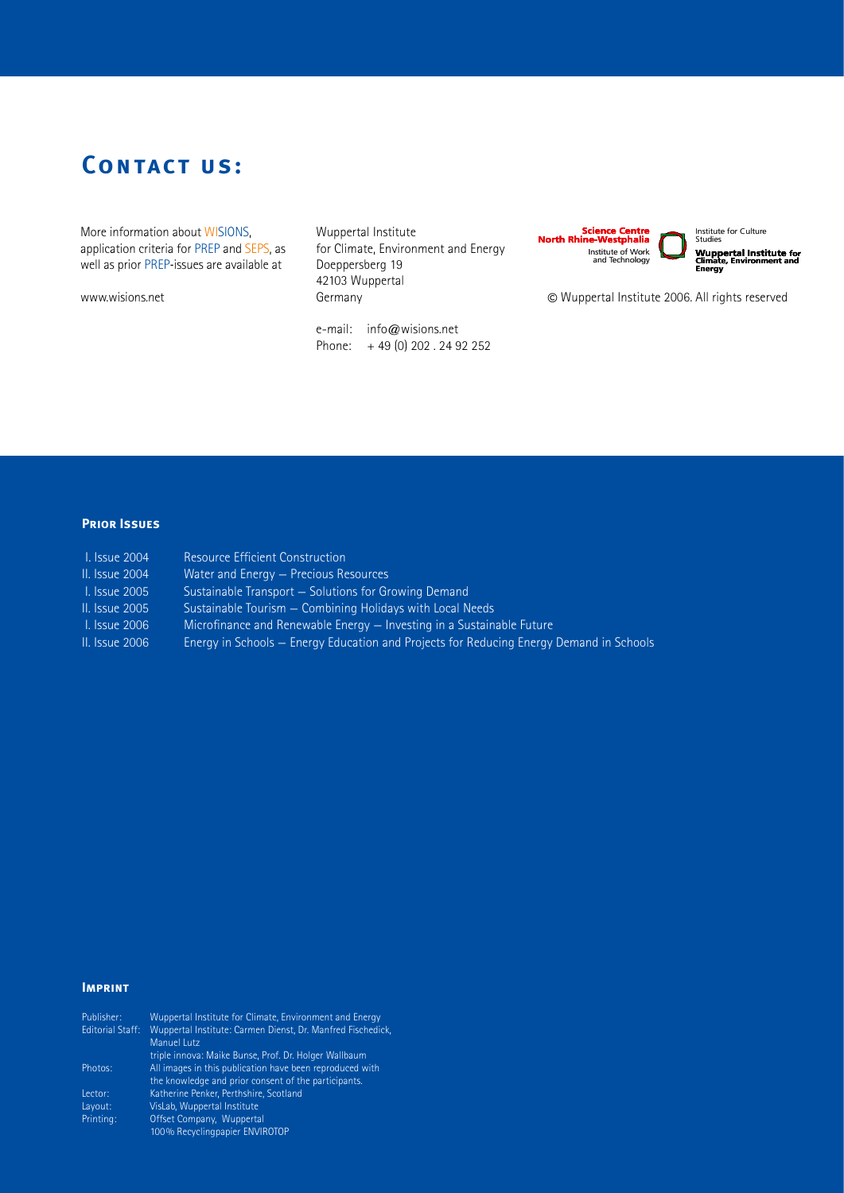# Contact us:

More information about WISIONS, application criteria for PREP and SEPS, as well as prior PREP-issues are available at

www.wisions.net

Wuppertal Institute
for Climate, Environment and Energy
Doeppersberg 19
42103 Wuppertal
Germany

e-mail: info@wisions.net
Phone: + 49 (0) 202 . 24 92 252

Science Centre North Rhine-Westphalia
Institute of Work and Technology
Institute for Culture Studies
Wuppertal Institute for Climate, Environment and Energy

© Wuppertal Institute 2006. All rights reserved

### Prior Issues

| | |
|---|---|
| I. Issue 2004 | Resource Efficient Construction |
| II. Issue 2004 | Water and Energy – Precious Resources |
| I. Issue 2005 | Sustainable Transport – Solutions for Growing Demand |
| II. Issue 2005 | Sustainable Tourism – Combining Holidays with Local Needs |
| I. Issue 2006 | Microfinance and Renewable Energy – Investing in a Sustainable Future |
| II. Issue 2006 | Energy in Schools – Energy Education and Projects for Reducing Energy Demand in Schools |

### Imprint

| | |
|---|---|
| Publisher: | Wuppertal Institute for Climate, Environment and Energy |
| Editorial Staff: | Wuppertal Institute: Carmen Dienst, Dr. Manfred Fischedick, Manuel Lutz<br>triple innova: Maike Bunse, Prof. Dr. Holger Wallbaum |
| Photos: | All images in this publication have been reproduced with the knowledge and prior consent of the participants. |
| Lector: | Katherine Penker, Perthshire, Scotland |
| Layout: | VisLab, Wuppertal Institute |
| Printing: | Offset Company, Wuppertal<br>100% Recyclingpapier ENVIROTOP |